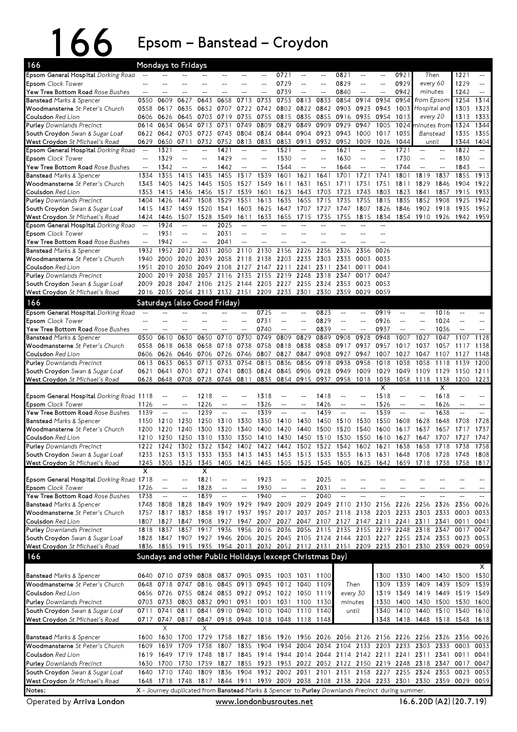# 166 Epsom – Banstead – Croydon

## Mondays to Fridays

| 166 | | | | | | | | | | | | | | | | | | |
|---|---|---|---|---|---|---|---|---|---|---|---|---|---|---|---|---|---|---|
| Epsom General Hospital *Dorking Road* | -- | -- | -- | -- | -- | -- | -- | -- | 0721 | -- | -- | 0821 | -- | -- | 0921 | Then | | 1221 | -- |
| Epsom *Clock Tower* | -- | -- | -- | -- | -- | -- | -- | -- | 0729 | -- | -- | 0829 | -- | -- | 0929 | every 60 | | 1229 | -- |
| Yew Tree Bottom Road *Rose Bushes* | -- | -- | -- | -- | -- | -- | -- | -- | 0739 | -- | -- | 0840 | -- | -- | 0942 | minutes | | 1242 | -- |
| Banstead *Marks & Spencer* | 0550 | 0609 | 0627 | 0643 | 0658 | 0713 | 0733 | 0753 | 0813 | 0833 | 0854 | 0914 | 0934 | 0954 | from Epsom | | 1254 | 1314 |
| Woodmansterne *St Peter's Church* | 0558 | 0617 | 0635 | 0652 | 0707 | 0722 | 0742 | 0802 | 0822 | 0842 | 0903 | 0923 | 0943 | 1003 | Hospital and | | 1303 | 1323 |
| Coulsdon *Red Lion* | 0606 | 0626 | 0645 | 0703 | 0719 | 0735 | 0755 | 0815 | 0835 | 0855 | 0916 | 0935 | 0954 | 1013 | every 20 | | 1313 | 1333 |
| Purley *Downlands Precinct* | 0614 | 0634 | 0654 | 0713 | 0731 | 0749 | 0809 | 0829 | 0849 | 0909 | 0929 | 0947 | 1005 | 1024 | minutes from | | 1324 | 1344 |
| South Croydon *Swan & Sugar Loaf* | 0622 | 0642 | 0703 | 0723 | 0743 | 0804 | 0824 | 0844 | 0904 | 0923 | 0943 | 1000 | 1017 | 1035 | Banstead | | 1335 | 1355 |
| West Croydon *St Michael's Road* | 0629 | 0650 | 0711 | 0732 | 0752 | 0813 | 0833 | 0853 | 0913 | 0932 | 0952 | 1009 | 1026 | 1044 | until | | 1344 | 1404 |

| 166 | | | | | | | | | | | | | | | | | | |
|---|---|---|---|---|---|---|---|---|---|---|---|---|---|---|---|---|---|---|
| Epsom General Hospital *Dorking Road* | -- | 1321 | -- | -- | 1421 | -- | -- | 1521 | -- | -- | 1621 | -- | -- | 1721 | -- | -- | 1822 | -- |
| Epsom *Clock Tower* | -- | 1329 | -- | -- | 1429 | -- | -- | 1530 | -- | -- | 1630 | -- | -- | 1730 | -- | -- | 1830 | -- |
| Yew Tree Bottom Road *Rose Bushes* | -- | 1342 | -- | -- | 1442 | -- | -- | 1544 | -- | -- | 1644 | -- | -- | 1744 | -- | -- | 1843 | -- |
| Banstead *Marks & Spencer* | 1334 | 1355 | 1415 | 1435 | 1455 | 1517 | 1539 | 1601 | 1621 | 1641 | 1701 | 1721 | 1741 | 1801 | 1819 | 1837 | 1855 | 1913 |
| Woodmansterne *St Peter's Church* | 1343 | 1405 | 1425 | 1445 | 1505 | 1527 | 1549 | 1611 | 1631 | 1651 | 1711 | 1731 | 1751 | 1811 | 1829 | 1846 | 1904 | 1922 |
| Coulsdon *Red Lion* | 1353 | 1415 | 1436 | 1456 | 1517 | 1539 | 1601 | 1623 | 1643 | 1703 | 1723 | 1743 | 1803 | 1823 | 1841 | 1857 | 1915 | 1933 |
| Purley *Downlands Precinct* | 1404 | 1426 | 1447 | 1508 | 1529 | 1551 | 1613 | 1635 | 1655 | 1715 | 1735 | 1755 | 1815 | 1835 | 1852 | 1908 | 1925 | 1942 |
| South Croydon *Swan & Sugar Loaf* | 1415 | 1437 | 1459 | 1520 | 1541 | 1603 | 1625 | 1647 | 1707 | 1727 | 1747 | 1807 | 1826 | 1846 | 1902 | 1918 | 1935 | 1952 |
| West Croydon *St Michael's Road* | 1424 | 1446 | 1507 | 1528 | 1549 | 1611 | 1633 | 1655 | 1715 | 1735 | 1755 | 1815 | 1834 | 1854 | 1910 | 1926 | 1942 | 1959 |

| 166 | | | | | | | | | | | | | |
|---|---|---|---|---|---|---|---|---|---|---|---|---|---|
| Epsom General Hospital *Dorking Road* | -- | 1924 | -- | -- | 2025 | -- | -- | -- | -- | -- | -- | -- | -- |
| Epsom *Clock Tower* | -- | 1931 | -- | -- | 2031 | -- | -- | -- | -- | -- | -- | -- | -- |
| Yew Tree Bottom Road *Rose Bushes* | -- | 1942 | -- | -- | 2041 | -- | -- | -- | -- | -- | -- | -- | -- |
| Banstead *Marks & Spencer* | 1932 | 1952 | 2012 | 2031 | 2050 | 2110 | 2130 | 2156 | 2226 | 2256 | 2326 | 2356 | 0026 |
| Woodmansterne *St Peter's Church* | 1940 | 2000 | 2020 | 2039 | 2058 | 2118 | 2138 | 2203 | 2233 | 2303 | 2333 | 0003 | 0033 |
| Coulsdon *Red Lion* | 1951 | 2010 | 2030 | 2049 | 2108 | 2127 | 2147 | 2211 | 2241 | 2311 | 2341 | 0011 | 0041 |
| Purley *Downlands Precinct* | 2000 | 2019 | 2038 | 2057 | 2116 | 2135 | 2155 | 2219 | 2248 | 2318 | 2347 | 0017 | 0047 |
| South Croydon *Swan & Sugar Loaf* | 2009 | 2028 | 2047 | 2106 | 2125 | 2144 | 2203 | 2227 | 2255 | 2324 | 2353 | 0023 | 0053 |
| West Croydon *St Michael's Road* | 2016 | 2035 | 2054 | 2113 | 2132 | 2151 | 2209 | 2233 | 2301 | 2330 | 2359 | 0029 | 0059 |

## Saturdays (also Good Friday)

| 166 | | | | | | | | | | | | | | | | | | |
|---|---|---|---|---|---|---|---|---|---|---|---|---|---|---|---|---|---|---|
| Epsom General Hospital *Dorking Road* | -- | -- | -- | -- | -- | -- | 0725 | -- | -- | 0823 | -- | -- | 0919 | -- | -- | 1016 | -- | -- |
| Epsom *Clock Tower* | -- | -- | -- | -- | -- | -- | 0731 | -- | -- | 0829 | -- | -- | 0926 | -- | -- | 1024 | -- | -- |
| Yew Tree Bottom Road *Rose Bushes* | -- | -- | -- | -- | -- | -- | 0740 | -- | -- | 0839 | -- | -- | 0937 | -- | -- | 1036 | -- | -- |
| Banstead *Marks & Spencer* | 0550 | 0610 | 0630 | 0650 | 0710 | 0730 | 0749 | 0809 | 0829 | 0849 | 0908 | 0928 | 0948 | 1007 | 1027 | 1047 | 1107 | 1128 |
| Woodmansterne *St Peter's Church* | 0558 | 0618 | 0638 | 0658 | 0718 | 0738 | 0758 | 0818 | 0838 | 0858 | 0917 | 0937 | 0957 | 1017 | 1037 | 1057 | 1117 | 1138 |
| Coulsdon *Red Lion* | 0606 | 0626 | 0646 | 0706 | 0726 | 0746 | 0807 | 0827 | 0847 | 0908 | 0927 | 0947 | 1007 | 1027 | 1047 | 1107 | 1127 | 1148 |
| Purley *Downlands Precinct* | 0613 | 0633 | 0653 | 0713 | 0733 | 0754 | 0815 | 0836 | 0856 | 0918 | 0938 | 0958 | 1018 | 1038 | 1058 | 1118 | 1139 | 1200 |
| South Croydon *Swan & Sugar Loaf* | 0621 | 0641 | 0701 | 0721 | 0741 | 0803 | 0824 | 0845 | 0906 | 0928 | 0949 | 1009 | 1029 | 1049 | 1109 | 1129 | 1150 | 1211 |
| West Croydon *St Michael's Road* | 0628 | 0648 | 0708 | 0728 | 0748 | 0811 | 0833 | 0854 | 0915 | 0937 | 0958 | 1018 | 1038 | 1058 | 1118 | 1138 | 1200 | 1223 |

| 166 | | | | | | | | | | | | X | | | X | | |
|---|---|---|---|---|---|---|---|---|---|---|---|---|---|---|---|---|---|
| Epsom General Hospital *Dorking Road* | 1118 | -- | -- | 1218 | -- | -- | 1318 | -- | -- | 1418 | -- | -- | 1518 | -- | -- | 1618 | -- | -- |
| Epsom *Clock Tower* | 1126 | -- | -- | 1226 | -- | -- | 1326 | -- | -- | 1426 | -- | -- | 1526 | -- | -- | 1626 | -- | -- |
| Yew Tree Bottom Road *Rose Bushes* | 1139 | -- | -- | 1239 | -- | -- | 1339 | -- | -- | 1439 | -- | -- | 1539 | -- | -- | 1638 | -- | -- |
| Banstead *Marks & Spencer* | 1150 | 1210 | 1230 | 1250 | 1310 | 1330 | 1350 | 1410 | 1430 | 1450 | 1510 | 1530 | 1550 | 1608 | 1628 | 1648 | 1708 | 1728 |
| Woodmansterne *St Peter's Church* | 1200 | 1220 | 1240 | 1300 | 1320 | 1340 | 1400 | 1420 | 1440 | 1500 | 1520 | 1540 | 1600 | 1617 | 1637 | 1657 | 1717 | 1737 |
| Coulsdon *Red Lion* | 1210 | 1230 | 1250 | 1310 | 1330 | 1350 | 1410 | 1430 | 1450 | 1510 | 1530 | 1550 | 1610 | 1627 | 1647 | 1707 | 1727 | 1747 |
| Purley *Downlands Precinct* | 1222 | 1242 | 1302 | 1322 | 1342 | 1402 | 1422 | 1442 | 1502 | 1522 | 1542 | 1602 | 1621 | 1638 | 1658 | 1718 | 1738 | 1758 |
| South Croydon *Swan & Sugar Loaf* | 1233 | 1253 | 1313 | 1333 | 1353 | 1413 | 1433 | 1453 | 1513 | 1533 | 1553 | 1613 | 1631 | 1648 | 1708 | 1728 | 1748 | 1808 |
| West Croydon *St Michael's Road* | 1245 | 1305 | 1325 | 1345 | 1405 | 1425 | 1445 | 1505 | 1525 | 1545 | 1605 | 1625 | 1642 | 1659 | 1718 | 1738 | 1758 | 1817 |

| 166 | X | | | X | | | | | | | | | | | | | | |
|---|---|---|---|---|---|---|---|---|---|---|---|---|---|---|---|---|---|---|
| Epsom General Hospital *Dorking Road* | 1718 | -- | -- | 1821 | -- | -- | 1923 | -- | -- | 2025 | -- | -- | -- | -- | -- | -- | -- | -- |
| Epsom *Clock Tower* | 1726 | -- | -- | 1828 | -- | -- | 1930 | -- | -- | 2031 | -- | -- | -- | -- | -- | -- | -- | -- |
| Yew Tree Bottom Road *Rose Bushes* | 1738 | -- | -- | 1839 | -- | -- | 1940 | -- | -- | 2040 | -- | -- | -- | -- | -- | -- | -- | -- |
| Banstead *Marks & Spencer* | 1748 | 1808 | 1828 | 1849 | 1909 | 1929 | 1949 | 2009 | 2029 | 2049 | 2110 | 2130 | 2156 | 2226 | 2256 | 2326 | 2356 | 0026 |
| Woodmansterne *St Peter's Church* | 1757 | 1817 | 1837 | 1858 | 1917 | 1937 | 1957 | 2017 | 2037 | 2057 | 2118 | 2138 | 2203 | 2233 | 2303 | 2333 | 0003 | 0033 |
| Coulsdon *Red Lion* | 1807 | 1827 | 1847 | 1908 | 1927 | 1947 | 2007 | 2027 | 2047 | 2107 | 2127 | 2147 | 2211 | 2241 | 2311 | 2341 | 0011 | 0041 |
| Purley *Downlands Precinct* | 1818 | 1837 | 1857 | 1917 | 1936 | 1956 | 2016 | 2036 | 2056 | 2115 | 2135 | 2155 | 2219 | 2248 | 2318 | 2347 | 0017 | 0047 |
| South Croydon *Swan & Sugar Loaf* | 1828 | 1847 | 1907 | 1927 | 1946 | 2006 | 2025 | 2045 | 2105 | 2124 | 2144 | 2203 | 2227 | 2255 | 2324 | 2353 | 0023 | 0053 |
| West Croydon *St Michael's Road* | 1836 | 1855 | 1915 | 1935 | 1954 | 2013 | 2032 | 2052 | 2112 | 2131 | 2151 | 2209 | 2233 | 2301 | 2330 | 2359 | 0029 | 0059 |

## Sundays and other Public Holidays (except Christmas Day)

| 166 | | | | | | | | | | | | | | | | | X |
|---|---|---|---|---|---|---|---|---|---|---|---|---|---|---|---|---|---|
| Banstead *Marks & Spencer* | 0640 | 0710 | 0739 | 0808 | 0837 | 0905 | 0935 | 1003 | 1031 | 1100 | | 1300 | 1330 | 1400 | 1430 | 1500 | 1530 |
| Woodmansterne *St Peter's Church* | 0648 | 0718 | 0747 | 0816 | 0845 | 0913 | 0943 | 1012 | 1040 | 1109 | Then | 1309 | 1339 | 1409 | 1439 | 1509 | 1539 |
| Coulsdon *Red Lion* | 0656 | 0726 | 0755 | 0824 | 0853 | 0922 | 0952 | 1022 | 1050 | 1119 | every 30 | 1319 | 1349 | 1419 | 1449 | 1519 | 1549 |
| Purley *Downlands Precinct* | 0703 | 0733 | 0803 | 0832 | 0901 | 0931 | 1001 | 1031 | 1100 | 1130 | minutes | 1330 | 1400 | 1430 | 1500 | 1530 | 1600 |
| South Croydon *Swan & Sugar Loaf* | 0711 | 0741 | 0811 | 0841 | 0910 | 0940 | 1010 | 1040 | 1110 | 1140 | until | 1340 | 1410 | 1440 | 1510 | 1540 | 1610 |
| West Croydon *St Michael's Road* | 0717 | 0747 | 0817 | 0847 | 0918 | 0948 | 1018 | 1048 | 1118 | 1148 | | 1348 | 1418 | 1448 | 1518 | 1548 | 1618 |

| 166 | | X | | X | | | | | | | | | | | | | | |
|---|---|---|---|---|---|---|---|---|---|---|---|---|---|---|---|---|---|---|
| Banstead *Marks & Spencer* | 1600 | 1630 | 1700 | 1729 | 1758 | 1827 | 1856 | 1926 | 1956 | 2026 | 2056 | 2126 | 2156 | 2226 | 2256 | 2326 | 2356 | 0026 |
| Woodmansterne *St Peter's Church* | 1609 | 1639 | 1709 | 1738 | 1807 | 1835 | 1904 | 1934 | 2004 | 2034 | 2104 | 2133 | 2203 | 2233 | 2303 | 2333 | 0003 | 0033 |
| Coulsdon *Red Lion* | 1619 | 1649 | 1719 | 1748 | 1817 | 1845 | 1914 | 1944 | 2014 | 2044 | 2114 | 2142 | 2211 | 2241 | 2311 | 2341 | 0011 | 0041 |
| Purley *Downlands Precinct* | 1630 | 1700 | 1730 | 1759 | 1827 | 1855 | 1923 | 1953 | 2022 | 2052 | 2122 | 2150 | 2219 | 2248 | 2318 | 2347 | 0017 | 0047 |
| South Croydon *Swan & Sugar Loaf* | 1640 | 1710 | 1740 | 1809 | 1836 | 1904 | 1932 | 2002 | 2031 | 2101 | 2131 | 2158 | 2227 | 2255 | 2324 | 2353 | 0023 | 0053 |
| West Croydon *St Michael's Road* | 1648 | 1718 | 1748 | 1817 | 1844 | 1911 | 1939 | 2009 | 2038 | 2108 | 2138 | 2204 | 2233 | 2301 | 2330 | 2359 | 0029 | 0059 |

**Notes:** X - Journey duplicated from **Banstead** *Marks & Spencer* to **Purley** *Downlands Precinct* during summer.

Operated by **Arriva London** | www.londonbusroutes.net | 16.6.20D (A2) (20.7.19)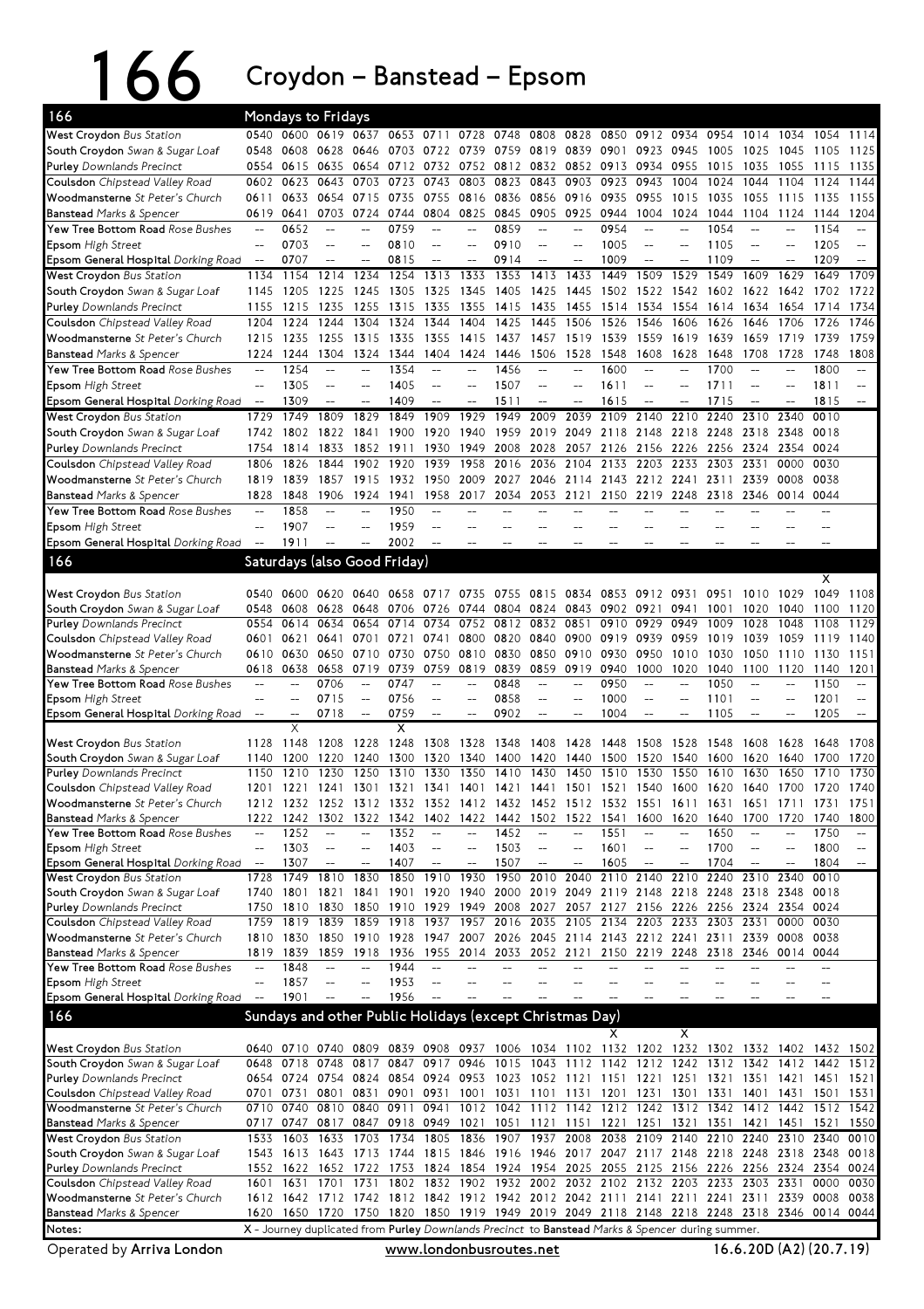# 166 Croydon – Banstead – Epsom

## Mondays to Fridays

| 166 | | | | | | | | | | | | | | | | | | |
|---|---|---|---|---|---|---|---|---|---|---|---|---|---|---|---|---|---|---|
| West Croydon *Bus Station* | 0540 | 0600 | 0619 | 0637 | 0653 | 0711 | 0728 | 0748 | 0808 | 0828 | 0850 | 0912 | 0934 | 0954 | 1014 | 1034 | 1054 | 1114 |
| South Croydon *Swan & Sugar Loaf* | 0548 | 0608 | 0628 | 0646 | 0703 | 0722 | 0739 | 0759 | 0819 | 0839 | 0901 | 0923 | 0945 | 1005 | 1025 | 1045 | 1105 | 1125 |
| Purley *Downlands Precinct* | 0554 | 0615 | 0635 | 0654 | 0712 | 0732 | 0752 | 0812 | 0832 | 0852 | 0913 | 0934 | 0955 | 1015 | 1035 | 1055 | 1115 | 1135 |
| Coulsdon *Chipstead Valley Road* | 0602 | 0623 | 0643 | 0703 | 0723 | 0743 | 0803 | 0823 | 0843 | 0903 | 0923 | 0943 | 1004 | 1024 | 1044 | 1104 | 1124 | 1144 |
| Woodmansterne *St Peter's Church* | 0611 | 0633 | 0654 | 0715 | 0735 | 0755 | 0816 | 0836 | 0856 | 0916 | 0935 | 0955 | 1015 | 1035 | 1055 | 1115 | 1135 | 1155 |
| Banstead *Marks & Spencer* | 0619 | 0641 | 0703 | 0724 | 0744 | 0804 | 0825 | 0845 | 0905 | 0925 | 0944 | 1004 | 1024 | 1044 | 1104 | 1124 | 1144 | 1204 |
| Yew Tree Bottom Road *Rose Bushes* | -- | 0652 | -- | -- | 0759 | -- | -- | 0859 | -- | -- | 0954 | -- | -- | 1054 | -- | -- | 1154 | -- |
| Epsom *High Street* | -- | 0703 | -- | -- | 0810 | -- | -- | 0910 | -- | -- | 1005 | -- | -- | 1105 | -- | -- | 1205 | -- |
| Epsom General Hospital *Dorking Road* | -- | 0707 | -- | -- | 0815 | -- | -- | 0914 | -- | -- | 1009 | -- | -- | 1109 | -- | -- | 1209 | -- |
| West Croydon *Bus Station* | 1134 | 1154 | 1214 | 1234 | 1254 | 1313 | 1333 | 1353 | 1413 | 1433 | 1449 | 1509 | 1529 | 1549 | 1609 | 1629 | 1649 | 1709 |
| South Croydon *Swan & Sugar Loaf* | 1145 | 1205 | 1225 | 1245 | 1305 | 1325 | 1345 | 1405 | 1425 | 1445 | 1502 | 1522 | 1542 | 1602 | 1622 | 1642 | 1702 | 1722 |
| Purley *Downlands Precinct* | 1155 | 1215 | 1235 | 1255 | 1315 | 1335 | 1355 | 1415 | 1435 | 1455 | 1514 | 1534 | 1554 | 1614 | 1634 | 1654 | 1714 | 1734 |
| Coulsdon *Chipstead Valley Road* | 1204 | 1224 | 1244 | 1304 | 1324 | 1344 | 1404 | 1425 | 1445 | 1506 | 1526 | 1546 | 1606 | 1626 | 1646 | 1706 | 1726 | 1746 |
| Woodmansterne *St Peter's Church* | 1215 | 1235 | 1255 | 1315 | 1335 | 1355 | 1415 | 1437 | 1457 | 1519 | 1539 | 1559 | 1619 | 1639 | 1659 | 1719 | 1739 | 1759 |
| Banstead *Marks & Spencer* | 1224 | 1244 | 1304 | 1324 | 1344 | 1404 | 1424 | 1446 | 1506 | 1528 | 1548 | 1608 | 1628 | 1648 | 1708 | 1728 | 1748 | 1808 |
| Yew Tree Bottom Road *Rose Bushes* | -- | 1254 | -- | -- | 1354 | -- | -- | 1456 | -- | -- | 1600 | -- | -- | 1700 | -- | -- | 1800 | -- |
| Epsom *High Street* | -- | 1305 | -- | -- | 1405 | -- | -- | 1507 | -- | -- | 1611 | -- | -- | 1711 | -- | -- | 1811 | -- |
| Epsom General Hospital *Dorking Road* | -- | 1309 | -- | -- | 1409 | -- | -- | 1511 | -- | -- | 1615 | -- | -- | 1715 | -- | -- | 1815 | -- |
| West Croydon *Bus Station* | 1729 | 1749 | 1809 | 1829 | 1849 | 1909 | 1929 | 1949 | 2009 | 2039 | 2109 | 2140 | 2210 | 2240 | 2310 | 2340 | 0010 | |
| South Croydon *Swan & Sugar Loaf* | 1742 | 1802 | 1822 | 1841 | 1900 | 1920 | 1940 | 1959 | 2019 | 2049 | 2118 | 2148 | 2218 | 2248 | 2318 | 2348 | 0018 | |
| Purley *Downlands Precinct* | 1754 | 1814 | 1833 | 1852 | 1911 | 1930 | 1949 | 2008 | 2028 | 2057 | 2126 | 2156 | 2226 | 2256 | 2324 | 2354 | 0024 | |
| Coulsdon *Chipstead Valley Road* | 1806 | 1826 | 1844 | 1902 | 1920 | 1939 | 1958 | 2016 | 2036 | 2104 | 2133 | 2203 | 2233 | 2303 | 2331 | 0000 | 0030 | |
| Woodmansterne *St Peter's Church* | 1819 | 1839 | 1857 | 1915 | 1932 | 1950 | 2009 | 2027 | 2046 | 2114 | 2143 | 2212 | 2241 | 2311 | 2339 | 0008 | 0038 | |
| Banstead *Marks & Spencer* | 1828 | 1848 | 1906 | 1924 | 1941 | 1958 | 2017 | 2034 | 2053 | 2121 | 2150 | 2219 | 2248 | 2318 | 2346 | 0014 | 0044 | |
| Yew Tree Bottom Road *Rose Bushes* | -- | 1858 | -- | -- | 1950 | -- | -- | -- | -- | -- | -- | -- | -- | -- | -- | -- | -- | |
| Epsom *High Street* | -- | 1907 | -- | -- | 1959 | -- | -- | -- | -- | -- | -- | -- | -- | -- | -- | -- | -- | |
| Epsom General Hospital *Dorking Road* | -- | 1911 | -- | -- | 2002 | -- | -- | -- | -- | -- | -- | -- | -- | -- | -- | -- | -- | |

## Saturdays (also Good Friday)

| 166 | | | | | | | | | | | | | | | | | | |
|---|---|---|---|---|---|---|---|---|---|---|---|---|---|---|---|---|---|---|
| | | | | | | | | | | | | | | | | | X | |
| West Croydon *Bus Station* | 0540 | 0600 | 0620 | 0640 | 0658 | 0717 | 0735 | 0755 | 0815 | 0834 | 0853 | 0912 | 0931 | 0951 | 1010 | 1029 | 1049 | 1108 |
| South Croydon *Swan & Sugar Loaf* | 0548 | 0608 | 0628 | 0648 | 0706 | 0726 | 0744 | 0804 | 0824 | 0843 | 0902 | 0921 | 0941 | 1001 | 1020 | 1040 | 1100 | 1120 |
| Purley *Downlands Precinct* | 0554 | 0614 | 0634 | 0654 | 0714 | 0734 | 0752 | 0812 | 0832 | 0851 | 0910 | 0929 | 0949 | 1009 | 1028 | 1048 | 1108 | 1129 |
| Coulsdon *Chipstead Valley Road* | 0601 | 0621 | 0641 | 0701 | 0721 | 0741 | 0800 | 0820 | 0840 | 0900 | 0919 | 0939 | 0959 | 1019 | 1039 | 1059 | 1119 | 1140 |
| Woodmansterne *St Peter's Church* | 0610 | 0630 | 0650 | 0710 | 0730 | 0750 | 0810 | 0830 | 0850 | 0910 | 0930 | 0950 | 1010 | 1030 | 1050 | 1110 | 1130 | 1151 |
| Banstead *Marks & Spencer* | 0618 | 0638 | 0658 | 0719 | 0739 | 0759 | 0819 | 0839 | 0859 | 0919 | 0940 | 1000 | 1020 | 1040 | 1100 | 1120 | 1140 | 1201 |
| Yew Tree Bottom Road *Rose Bushes* | -- | -- | 0706 | -- | 0747 | -- | -- | 0848 | -- | -- | 0950 | -- | -- | 1050 | -- | -- | 1150 | -- |
| Epsom *High Street* | -- | -- | 0715 | -- | 0756 | -- | -- | 0858 | -- | -- | 1000 | -- | -- | 1101 | -- | -- | 1201 | -- |
| Epsom General Hospital *Dorking Road* | -- | -- | 0718 | -- | 0759 | -- | -- | 0902 | -- | -- | 1004 | -- | -- | 1105 | -- | -- | 1205 | -- |
| | | X | | | X | | | | | | | | | | | | | |
| West Croydon *Bus Station* | 1128 | 1148 | 1208 | 1228 | 1248 | 1308 | 1328 | 1348 | 1408 | 1428 | 1448 | 1508 | 1528 | 1548 | 1608 | 1628 | 1648 | 1708 |
| South Croydon *Swan & Sugar Loaf* | 1140 | 1200 | 1220 | 1240 | 1300 | 1320 | 1340 | 1400 | 1420 | 1440 | 1500 | 1520 | 1540 | 1600 | 1620 | 1640 | 1700 | 1720 |
| Purley *Downlands Precinct* | 1150 | 1210 | 1230 | 1250 | 1310 | 1330 | 1350 | 1410 | 1430 | 1450 | 1510 | 1530 | 1550 | 1610 | 1630 | 1650 | 1710 | 1730 |
| Coulsdon *Chipstead Valley Road* | 1201 | 1221 | 1241 | 1301 | 1321 | 1341 | 1401 | 1421 | 1441 | 1501 | 1521 | 1540 | 1600 | 1620 | 1640 | 1700 | 1720 | 1740 |
| Woodmansterne *St Peter's Church* | 1212 | 1232 | 1252 | 1312 | 1332 | 1352 | 1412 | 1432 | 1452 | 1512 | 1532 | 1551 | 1611 | 1631 | 1651 | 1711 | 1731 | 1751 |
| Banstead *Marks & Spencer* | 1222 | 1242 | 1302 | 1322 | 1342 | 1402 | 1422 | 1442 | 1502 | 1522 | 1541 | 1600 | 1620 | 1640 | 1700 | 1720 | 1740 | 1800 |
| Yew Tree Bottom Road *Rose Bushes* | -- | 1252 | -- | -- | 1352 | -- | -- | 1452 | -- | -- | 1551 | -- | -- | 1650 | -- | -- | 1750 | -- |
| Epsom *High Street* | -- | 1303 | -- | -- | 1403 | -- | -- | 1503 | -- | -- | 1601 | -- | -- | 1700 | -- | -- | 1800 | -- |
| Epsom General Hospital *Dorking Road* | -- | 1307 | -- | -- | 1407 | -- | -- | 1507 | -- | -- | 1605 | -- | -- | 1704 | -- | -- | 1804 | -- |
| West Croydon *Bus Station* | 1728 | 1749 | 1810 | 1830 | 1850 | 1910 | 1930 | 1950 | 2010 | 2040 | 2110 | 2140 | 2210 | 2240 | 2310 | 2340 | 0010 | |
| South Croydon *Swan & Sugar Loaf* | 1740 | 1801 | 1821 | 1841 | 1901 | 1920 | 1940 | 2000 | 2019 | 2049 | 2119 | 2148 | 2218 | 2248 | 2318 | 2348 | 0018 | |
| Purley *Downlands Precinct* | 1750 | 1810 | 1830 | 1850 | 1910 | 1929 | 1949 | 2008 | 2027 | 2057 | 2127 | 2156 | 2226 | 2256 | 2324 | 2354 | 0024 | |
| Coulsdon *Chipstead Valley Road* | 1759 | 1819 | 1839 | 1859 | 1918 | 1937 | 1957 | 2016 | 2035 | 2105 | 2134 | 2203 | 2233 | 2303 | 2331 | 0000 | 0030 | |
| Woodmansterne *St Peter's Church* | 1810 | 1830 | 1850 | 1910 | 1928 | 1947 | 2007 | 2026 | 2045 | 2114 | 2143 | 2212 | 2241 | 2311 | 2339 | 0008 | 0038 | |
| Banstead *Marks & Spencer* | 1819 | 1839 | 1859 | 1918 | 1936 | 1955 | 2014 | 2033 | 2052 | 2121 | 2150 | 2219 | 2248 | 2318 | 2346 | 0014 | 0044 | |
| Yew Tree Bottom Road *Rose Bushes* | -- | 1848 | -- | -- | 1944 | -- | -- | -- | -- | -- | -- | -- | -- | -- | -- | -- | -- | |
| Epsom *High Street* | -- | 1857 | -- | -- | 1953 | -- | -- | -- | -- | -- | -- | -- | -- | -- | -- | -- | -- | |
| Epsom General Hospital *Dorking Road* | -- | 1901 | -- | -- | 1956 | -- | -- | -- | -- | -- | -- | -- | -- | -- | -- | -- | -- | |

## Sundays and other Public Holidays (except Christmas Day)

| 166 | | | | | | | | | | | | | | | | | | |
|---|---|---|---|---|---|---|---|---|---|---|---|---|---|---|---|---|---|---|
| | | | | | | | | | | | X | | X | | | | | |
| West Croydon *Bus Station* | 0640 | 0710 | 0740 | 0809 | 0839 | 0908 | 0937 | 1006 | 1034 | 1102 | 1132 | 1202 | 1232 | 1302 | 1332 | 1402 | 1432 | 1502 |
| South Croydon *Swan & Sugar Loaf* | 0648 | 0718 | 0748 | 0817 | 0847 | 0917 | 0946 | 1015 | 1043 | 1112 | 1142 | 1212 | 1242 | 1312 | 1342 | 1412 | 1442 | 1512 |
| Purley *Downlands Precinct* | 0654 | 0724 | 0754 | 0824 | 0854 | 0924 | 0953 | 1023 | 1052 | 1121 | 1151 | 1221 | 1251 | 1321 | 1351 | 1421 | 1451 | 1521 |
| Coulsdon *Chipstead Valley Road* | 0701 | 0731 | 0801 | 0831 | 0901 | 0931 | 1001 | 1031 | 1101 | 1131 | 1201 | 1231 | 1301 | 1331 | 1401 | 1431 | 1501 | 1531 |
| Woodmansterne *St Peter's Church* | 0710 | 0740 | 0810 | 0840 | 0911 | 0941 | 1012 | 1042 | 1112 | 1142 | 1212 | 1242 | 1312 | 1342 | 1412 | 1442 | 1512 | 1542 |
| Banstead *Marks & Spencer* | 0717 | 0747 | 0817 | 0847 | 0918 | 0949 | 1021 | 1051 | 1121 | 1151 | 1221 | 1251 | 1321 | 1351 | 1421 | 1451 | 1521 | 1550 |
| West Croydon *Bus Station* | 1533 | 1603 | 1633 | 1703 | 1734 | 1805 | 1836 | 1907 | 1937 | 2008 | 2038 | 2109 | 2140 | 2210 | 2240 | 2310 | 2340 | 0010 |
| South Croydon *Swan & Sugar Loaf* | 1543 | 1613 | 1643 | 1713 | 1744 | 1815 | 1846 | 1916 | 1946 | 2017 | 2047 | 2117 | 2148 | 2218 | 2248 | 2318 | 2348 | 0018 |
| Purley *Downlands Precinct* | 1552 | 1622 | 1652 | 1722 | 1753 | 1824 | 1854 | 1924 | 1954 | 2025 | 2055 | 2125 | 2156 | 2226 | 2256 | 2324 | 2354 | 0024 |
| Coulsdon *Chipstead Valley Road* | 1601 | 1631 | 1701 | 1731 | 1802 | 1832 | 1902 | 1932 | 2002 | 2032 | 2102 | 2132 | 2203 | 2233 | 2303 | 2331 | 0000 | 0030 |
| Woodmansterne *St Peter's Church* | 1612 | 1642 | 1712 | 1742 | 1812 | 1842 | 1912 | 1942 | 2012 | 2042 | 2111 | 2141 | 2211 | 2241 | 2311 | 2339 | 0008 | 0038 |
| Banstead *Marks & Spencer* | 1620 | 1650 | 1720 | 1750 | 1820 | 1850 | 1919 | 1949 | 2019 | 2049 | 2118 | 2148 | 2218 | 2248 | 2318 | 2346 | 0014 | 0044 |

Notes: X - Journey duplicated from **Purley** *Downlands Precinct* to **Banstead** *Marks & Spencer* during summer.

Operated by **Arriva London** www.londonbusroutes.net 16.6.20D (A2) (20.7.19)